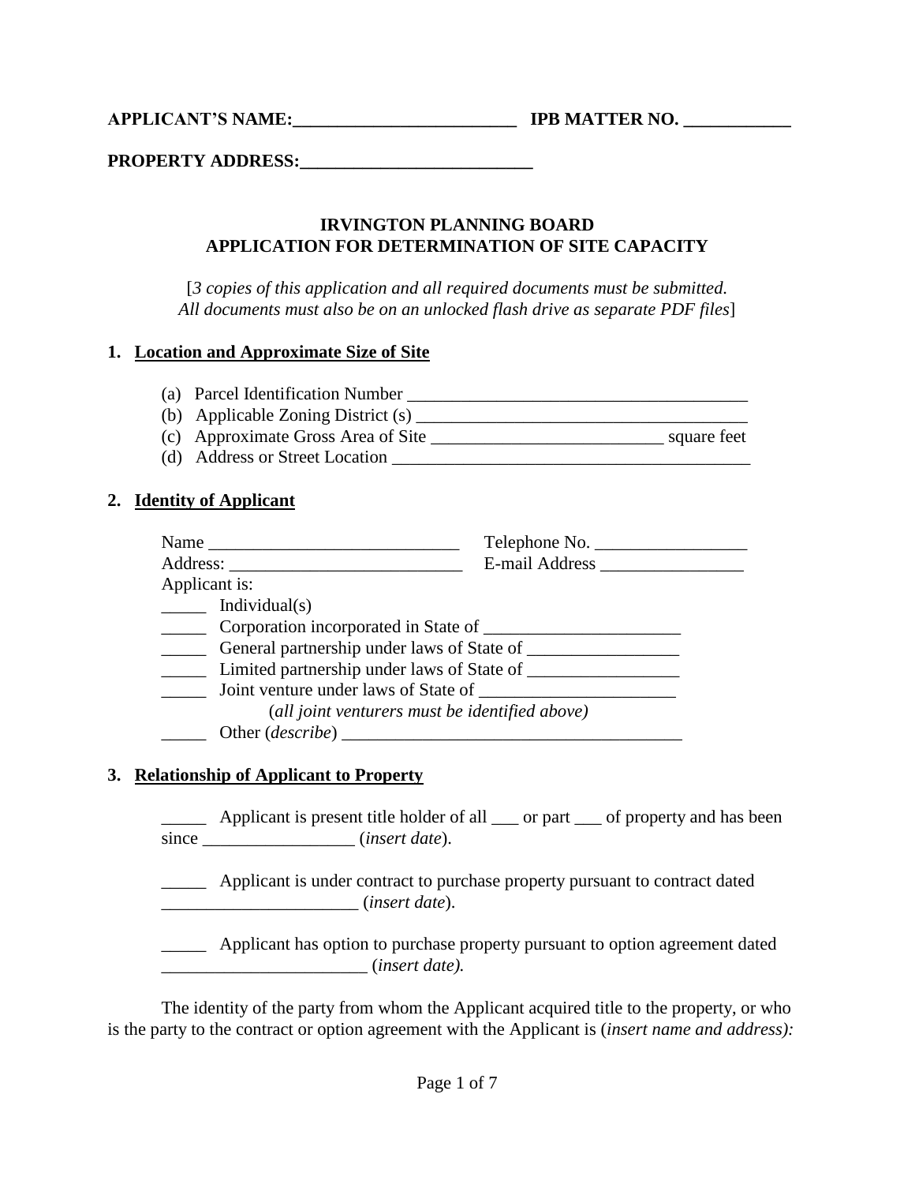**APPLICANT'S NAME:________________________ IPB MATTER NO. ___________**

**PROPERTY ADDRESS:_________________________**

# IRVINGTON PLANNING BOARD
# APPLICATION FOR DETERMINATION OF SITE CAPACITY

[*3 copies of this application and all required documents must be submitted. All documents must also be on an unlocked flash drive as separate PDF files*]

## 1. Location and Approximate Size of Site

(a) Parcel Identification Number ______________________________________

(b) Applicable Zoning District (s) ______________________________________

(c) Approximate Gross Area of Site __________________________ square feet

(d) Address or Street Location __________________________________________

## 2. Identity of Applicant

Name ____________________________ Telephone No. _________________

Address: __________________________ E-mail Address ________________

Applicant is:

_____ Individual(s)

_____ Corporation incorporated in State of ______________________

_____ General partnership under laws of State of _________________

_____ Limited partnership under laws of State of _________________

_____ Joint venture under laws of State of ______________________

(*all joint venturers must be identified above)*

_____ Other (*describe*) ______________________________________

## 3. Relationship of Applicant to Property

_____ Applicant is present title holder of all ___ or part ___ of property and has been since _________________ (*insert date*).

_____ Applicant is under contract to purchase property pursuant to contract dated ______________________ (*insert date*).

_____ Applicant has option to purchase property pursuant to option agreement dated _______________________ (*insert date).*

The identity of the party from whom the Applicant acquired title to the property, or who is the party to the contract or option agreement with the Applicant is (*insert name and address):*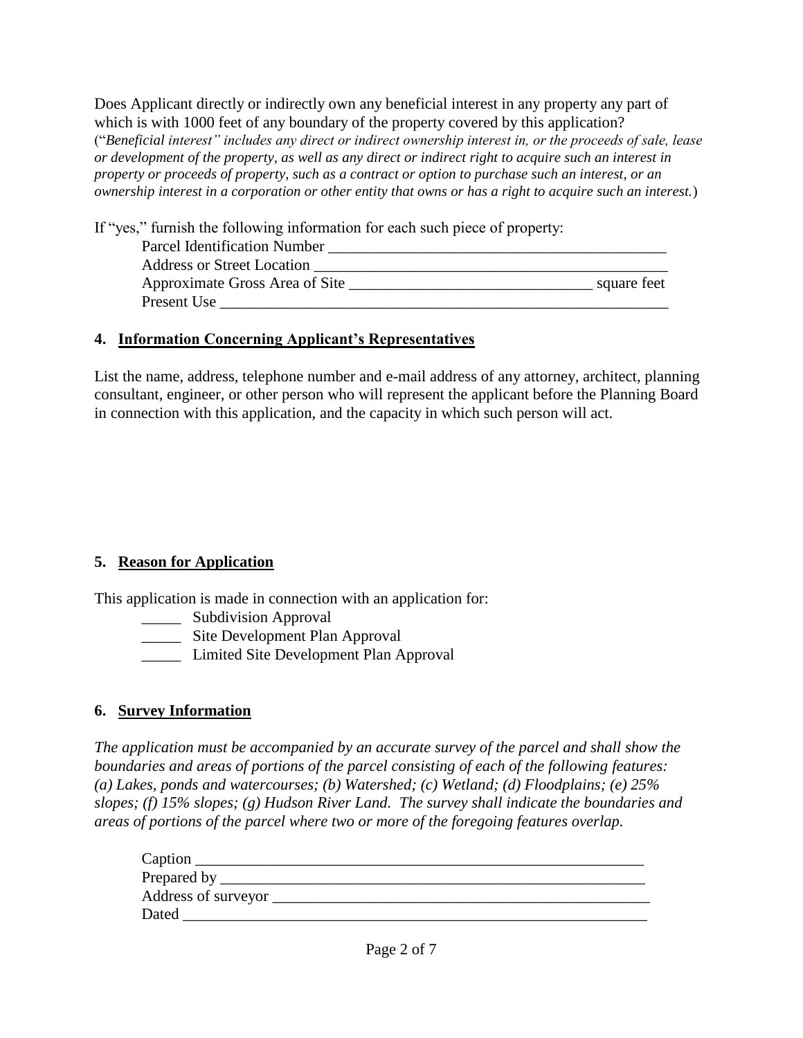Does Applicant directly or indirectly own any beneficial interest in any property any part of which is with 1000 feet of any boundary of the property covered by this application?
("*Beneficial interest" includes any direct or indirect ownership interest in, or the proceeds of sale, lease or development of the property, as well as any direct or indirect right to acquire such an interest in property or proceeds of property, such as a contract or option to purchase such an interest, or an ownership interest in a corporation or other entity that owns or has a right to acquire such an interest.*)

If "yes," furnish the following information for each such piece of property:

Parcel Identification Number ___________________________________________
Address or Street Location _____________________________________________
Approximate Gross Area of Site ______________________________ square feet
Present Use ___________________________________________________________

## 4. Information Concerning Applicant's Representatives

List the name, address, telephone number and e-mail address of any attorney, architect, planning consultant, engineer, or other person who will represent the applicant before the Planning Board in connection with this application, and the capacity in which such person will act.

## 5. Reason for Application

This application is made in connection with an application for:

_____ Subdivision Approval
_____ Site Development Plan Approval
_____ Limited Site Development Plan Approval

## 6. Survey Information

*The application must be accompanied by an accurate survey of the parcel and shall show the boundaries and areas of portions of the parcel consisting of each of the following features: (a) Lakes, ponds and watercourses; (b) Watershed; (c) Wetland; (d) Floodplains; (e) 25% slopes; (f) 15% slopes; (g) Hudson River Land. The survey shall indicate the boundaries and areas of portions of the parcel where two or more of the foregoing features overlap.*

Caption ___________________________________________________________
Prepared by _______________________________________________________
Address of surveyor _________________________________________________
Dated _____________________________________________________________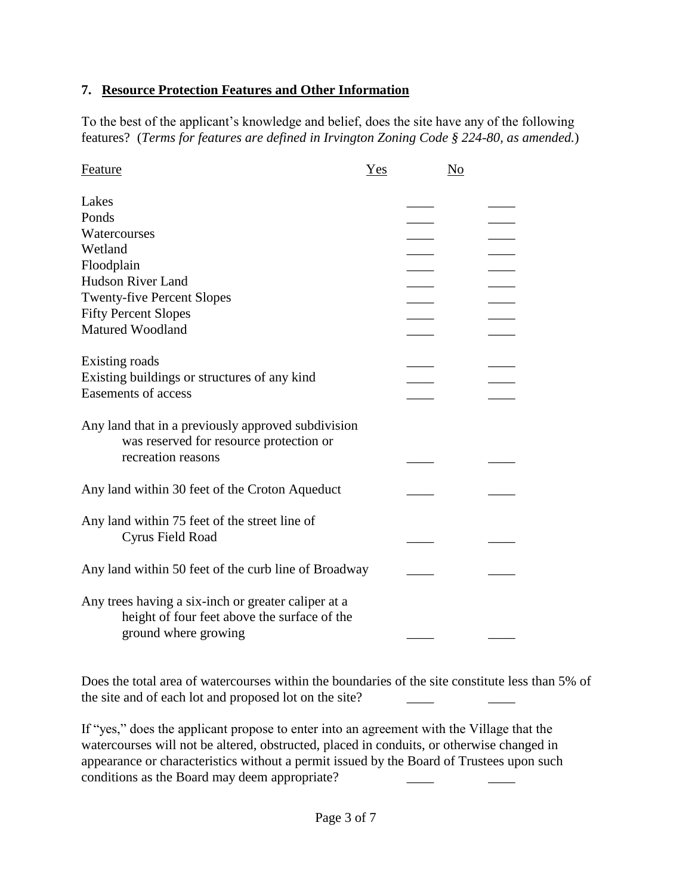### 7. <u>Resource Protection Features and Other Information</u>

To the best of the applicant's knowledge and belief, does the site have any of the following features? (*Terms for features are defined in Irvington Zoning Code § 224-80, as amended.*)

| Feature | Yes | No |
|---|---|---|
| Lakes | ____ | ____ |
| Ponds | ____ | ____ |
| Watercourses | ____ | ____ |
| Wetland | ____ | ____ |
| Floodplain | ____ | ____ |
| Hudson River Land | ____ | ____ |
| Twenty-five Percent Slopes | ____ | ____ |
| Fifty Percent Slopes | ____ | ____ |
| Matured Woodland | ____ | ____ |
| Existing roads | ____ | ____ |
| Existing buildings or structures of any kind | ____ | ____ |
| Easements of access | ____ | ____ |
| Any land that in a previously approved subdivision was reserved for resource protection or recreation reasons | ____ | ____ |
| Any land within 30 feet of the Croton Aqueduct | ____ | ____ |
| Any land within 75 feet of the street line of Cyrus Field Road | ____ | ____ |
| Any land within 50 feet of the curb line of Broadway | ____ | ____ |
| Any trees having a six-inch or greater caliper at a height of four feet above the surface of the ground where growing | ____ | ____ |

Does the total area of watercourses within the boundaries of the site constitute less than 5% of the site and of each lot and proposed lot on the site? ____ ____

If "yes," does the applicant propose to enter into an agreement with the Village that the watercourses will not be altered, obstructed, placed in conduits, or otherwise changed in appearance or characteristics without a permit issued by the Board of Trustees upon such conditions as the Board may deem appropriate? ____ ____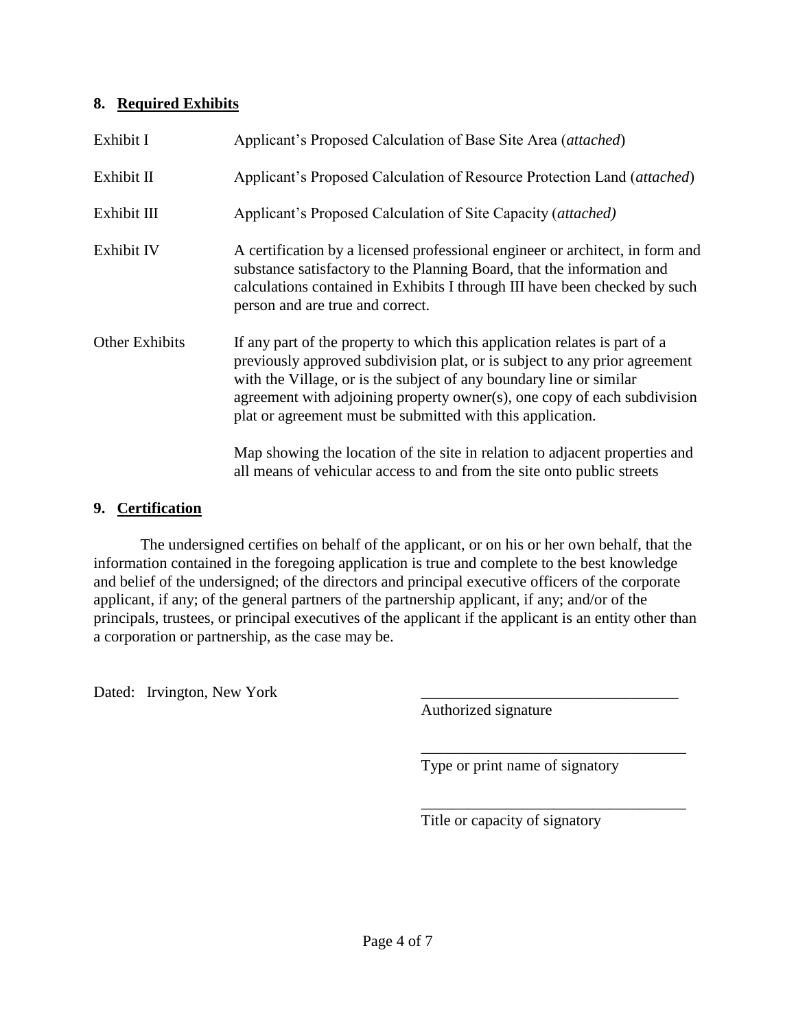## 8. <u>Required Exhibits</u>

| | |
|---|---|
| Exhibit I | Applicant's Proposed Calculation of Base Site Area (*attached*) |
| Exhibit II | Applicant's Proposed Calculation of Resource Protection Land (*attached*) |
| Exhibit III | Applicant's Proposed Calculation of Site Capacity (*attached)* |
| Exhibit IV | A certification by a licensed professional engineer or architect, in form and substance satisfactory to the Planning Board, that the information and calculations contained in Exhibits I through III have been checked by such person and are true and correct. |
| Other Exhibits | If any part of the property to which this application relates is part of a previously approved subdivision plat, or is subject to any prior agreement with the Village, or is the subject of any boundary line or similar agreement with adjoining property owner(s), one copy of each subdivision plat or agreement must be submitted with this application. |
| | Map showing the location of the site in relation to adjacent properties and all means of vehicular access to and from the site onto public streets |

## 9. <u>Certification</u>

The undersigned certifies on behalf of the applicant, or on his or her own behalf, that the information contained in the foregoing application is true and complete to the best knowledge and belief of the undersigned; of the directors and principal executive officers of the corporate applicant, if any; of the general partners of the partnership applicant, if any; and/or of the principals, trustees, or principal executives of the applicant if the applicant is an entity other than a corporation or partnership, as the case may be.

Dated: Irvington, New York

_________________________________
Authorized signature

_________________________________
Type or print name of signatory

_________________________________
Title or capacity of signatory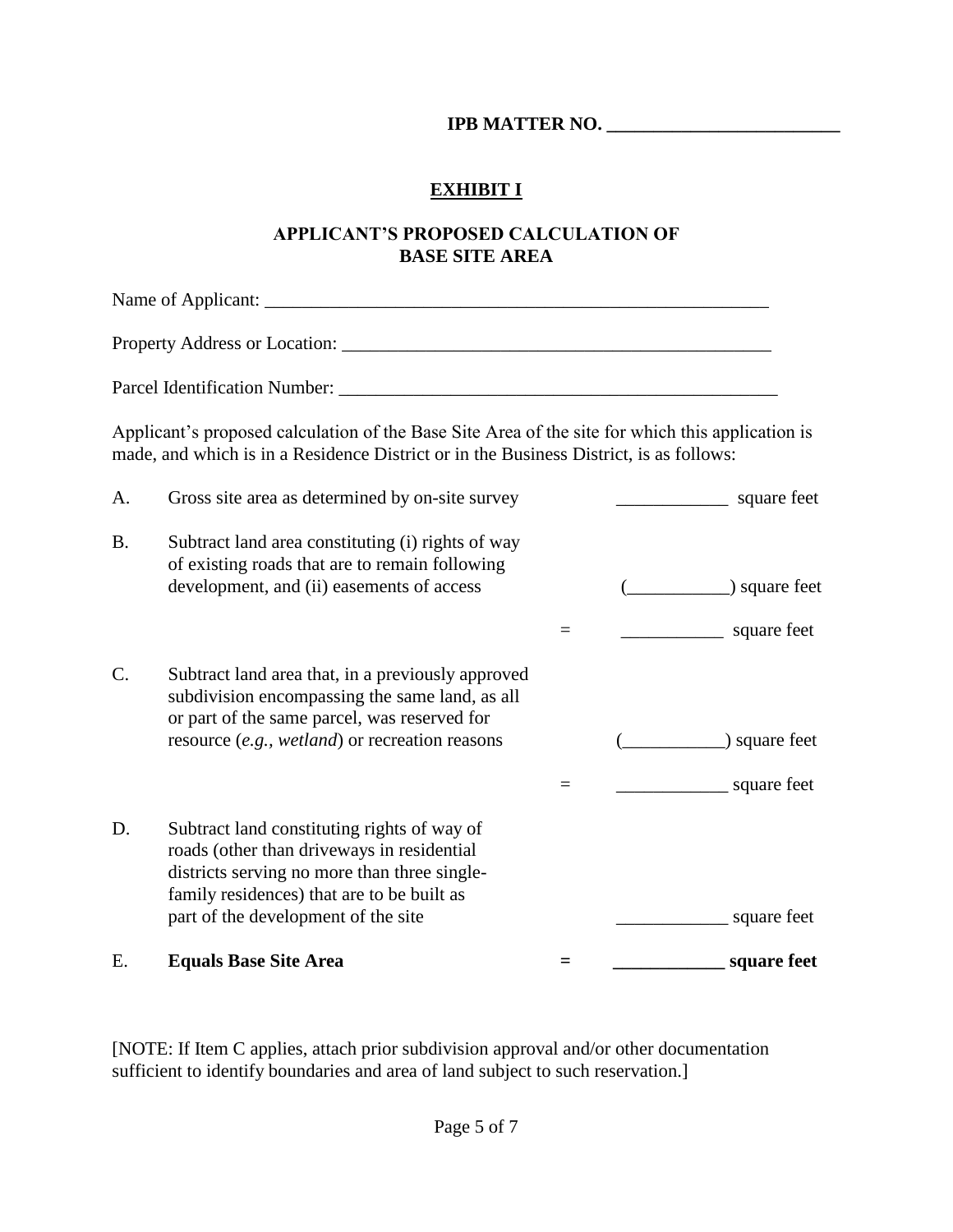**IPB MATTER NO. \_\_\_\_\_\_\_\_\_\_\_\_\_\_\_\_\_\_\_\_\_\_\_\_\_\_**

# <u>EXHIBIT I</u>

## APPLICANT'S PROPOSED CALCULATION OF BASE SITE AREA

Name of Applicant: \_\_\_\_\_\_\_\_\_\_\_\_\_\_\_\_\_\_\_\_\_\_\_\_\_\_\_\_\_\_\_\_\_\_\_\_\_\_\_\_\_\_\_\_\_\_\_\_\_\_\_\_\_\_\_\_

Property Address or Location: \_\_\_\_\_\_\_\_\_\_\_\_\_\_\_\_\_\_\_\_\_\_\_\_\_\_\_\_\_\_\_\_\_\_\_\_\_\_\_\_\_\_\_\_\_\_\_\_

Parcel Identification Number: \_\_\_\_\_\_\_\_\_\_\_\_\_\_\_\_\_\_\_\_\_\_\_\_\_\_\_\_\_\_\_\_\_\_\_\_\_\_\_\_\_\_\_\_\_\_\_\_\_

Applicant's proposed calculation of the Base Site Area of the site for which this application is made, and which is in a Residence District or in the Business District, is as follows:

| | | | |
|---|---|---|---|
| A. | Gross site area as determined by on-site survey | | \_\_\_\_\_\_\_\_\_\_\_\_ square feet |
| B. | Subtract land area constituting (i) rights of way of existing roads that are to remain following development, and (ii) easements of access | | (\_\_\_\_\_\_\_\_\_\_\_) square feet |
| | | = | \_\_\_\_\_\_\_\_\_\_\_ square feet |
| C. | Subtract land area that, in a previously approved subdivision encompassing the same land, as all or part of the same parcel, was reserved for resource (*e.g.*, *wetland*) or recreation reasons | | (\_\_\_\_\_\_\_\_\_\_\_) square feet |
| | | = | \_\_\_\_\_\_\_\_\_\_\_\_ square feet |
| D. | Subtract land constituting rights of way of roads (other than driveways in residential districts serving no more than three single-family residences) that are to be built as part of the development of the site | | \_\_\_\_\_\_\_\_\_\_\_\_ square feet |
| E. | **Equals Base Site Area** | **=** | **\_\_\_\_\_\_\_\_\_\_\_\_ square feet** |

[NOTE: If Item C applies, attach prior subdivision approval and/or other documentation sufficient to identify boundaries and area of land subject to such reservation.]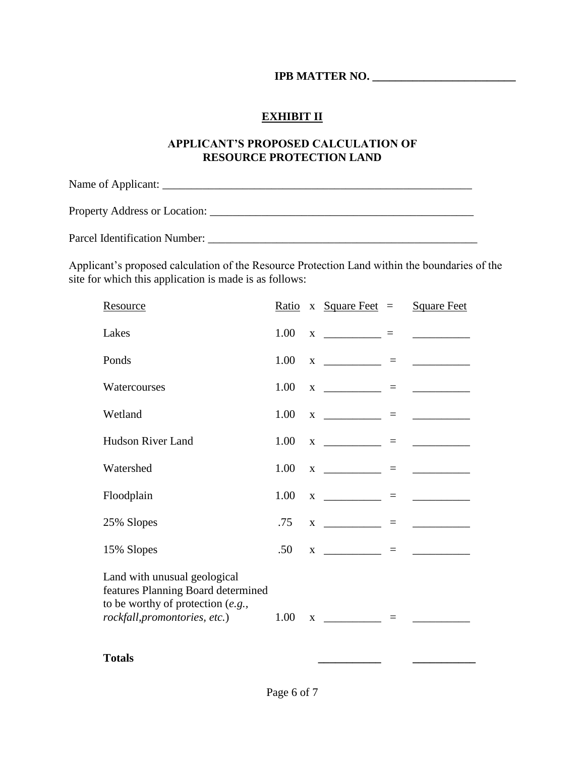**IPB MATTER NO. \_\_\_\_\_\_\_\_\_\_\_\_\_\_\_\_\_\_\_\_\_\_\_\_\_**

# EXHIBIT II

## APPLICANT'S PROPOSED CALCULATION OF RESOURCE PROTECTION LAND

Name of Applicant: \_\_\_\_\_\_\_\_\_\_\_\_\_\_\_\_\_\_\_\_\_\_\_\_\_\_\_\_\_\_\_\_\_\_\_\_\_\_\_\_\_\_\_\_\_\_\_\_\_\_\_\_\_\_\_\_

Property Address or Location: \_\_\_\_\_\_\_\_\_\_\_\_\_\_\_\_\_\_\_\_\_\_\_\_\_\_\_\_\_\_\_\_\_\_\_\_\_\_\_\_\_\_\_\_\_\_\_\_

Parcel Identification Number: \_\_\_\_\_\_\_\_\_\_\_\_\_\_\_\_\_\_\_\_\_\_\_\_\_\_\_\_\_\_\_\_\_\_\_\_\_\_\_\_\_\_\_\_\_\_\_\_\_

Applicant's proposed calculation of the Resource Protection Land within the boundaries of the site for which this application is made is as follows:

| Resource | Ratio | x | Square Feet | = | Square Feet |
|---|---|---|---|---|---|
| Lakes | 1.00 | x | \_\_\_\_\_\_\_\_\_\_ | = | \_\_\_\_\_\_\_\_\_\_ |
| Ponds | 1.00 | x | \_\_\_\_\_\_\_\_\_\_ | = | \_\_\_\_\_\_\_\_\_\_ |
| Watercourses | 1.00 | x | \_\_\_\_\_\_\_\_\_\_ | = | \_\_\_\_\_\_\_\_\_\_ |
| Wetland | 1.00 | x | \_\_\_\_\_\_\_\_\_\_ | = | \_\_\_\_\_\_\_\_\_\_ |
| Hudson River Land | 1.00 | x | \_\_\_\_\_\_\_\_\_\_ | = | \_\_\_\_\_\_\_\_\_\_ |
| Watershed | 1.00 | x | \_\_\_\_\_\_\_\_\_\_ | = | \_\_\_\_\_\_\_\_\_\_ |
| Floodplain | 1.00 | x | \_\_\_\_\_\_\_\_\_\_ | = | \_\_\_\_\_\_\_\_\_\_ |
| 25% Slopes | .75 | x | \_\_\_\_\_\_\_\_\_\_ | = | \_\_\_\_\_\_\_\_\_\_ |
| 15% Slopes | .50 | x | \_\_\_\_\_\_\_\_\_\_ | = | \_\_\_\_\_\_\_\_\_\_ |
| Land with unusual geological features Planning Board determined to be worthy of protection (*e.g., rockfall,promontories, etc.*) | 1.00 | x | \_\_\_\_\_\_\_\_\_\_ | = | \_\_\_\_\_\_\_\_\_\_ |
| **Totals** | | | \_\_\_\_\_\_\_\_\_\_\_ | | \_\_\_\_\_\_\_\_\_\_\_ |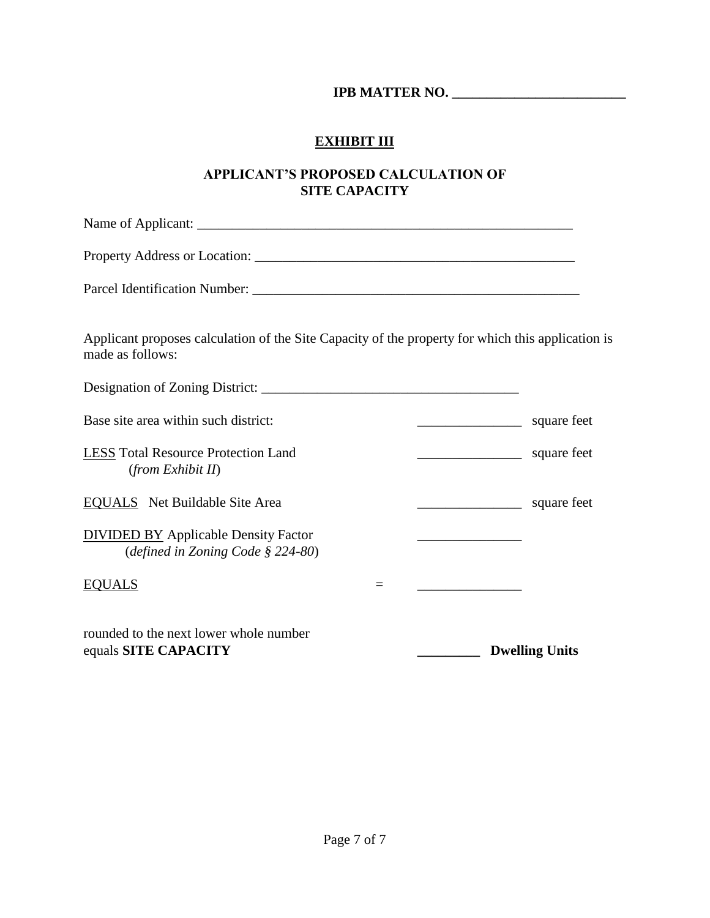**IPB MATTER NO. ________________________**

# EXHIBIT III

## APPLICANT'S PROPOSED CALCULATION OF SITE CAPACITY

Name of Applicant: _______________________________________________________

Property Address or Location: _______________________________________________

Parcel Identification Number: _______________________________________________

Applicant proposes calculation of the Site Capacity of the property for which this application is made as follows:

Designation of Zoning District: ____________________________________

| | | | |
|---|---|---|---|
| Base site area within such district: | | _______________ | square feet |
| LESS Total Resource Protection Land (*from Exhibit II*) | | _______________ | square feet |
| EQUALS Net Buildable Site Area | | _______________ | square feet |
| DIVIDED BY Applicable Density Factor (*defined in Zoning Code § 224-80*) | | _______________ | |
| EQUALS | = | _______________ | |
| rounded to the next lower whole number equals **SITE CAPACITY** | | _________ | **Dwelling Units** |